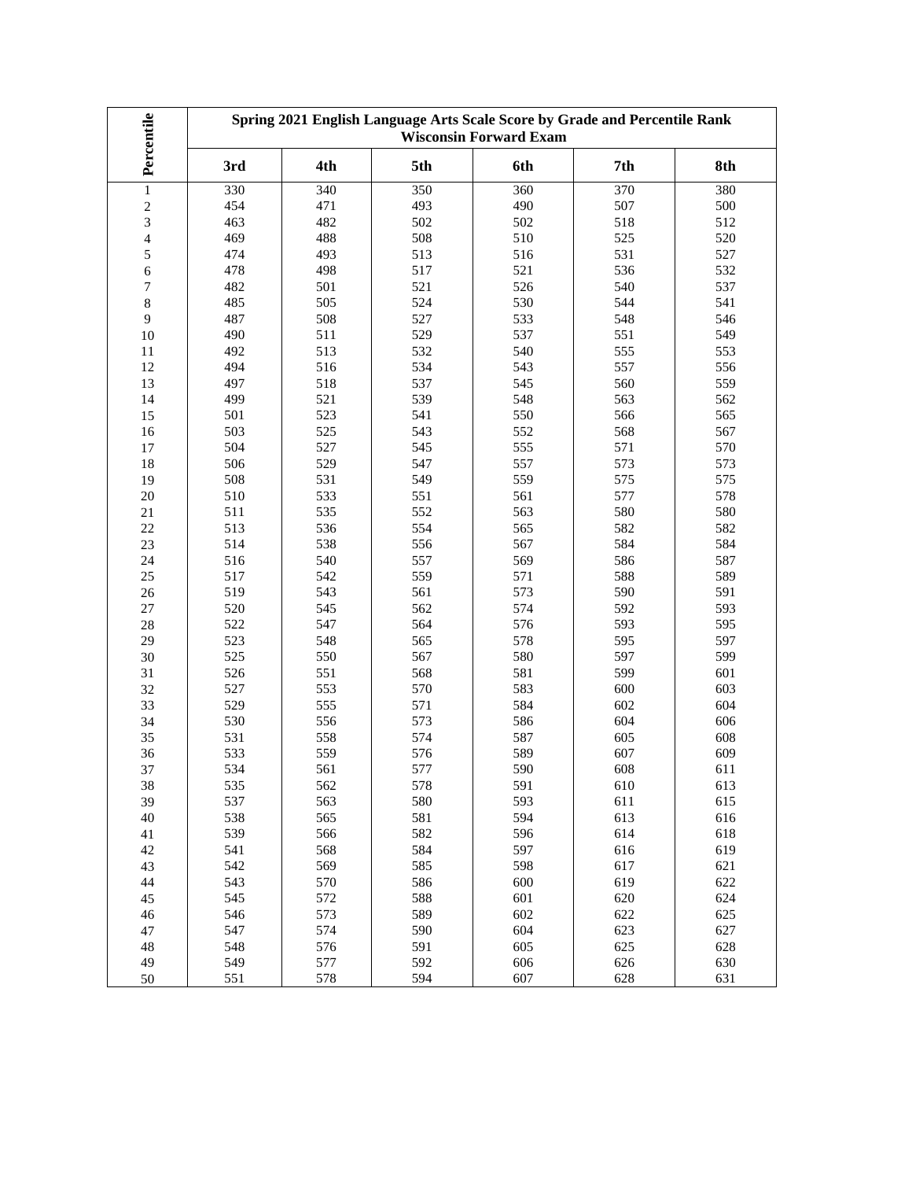| Percentile | Spring 2021 English Language Arts Scale Score by Grade and Percentile Rank Wisconsin Forward Exam | | | | | |
|---|---|---|---|---|---|---|
| | 3rd | 4th | 5th | 6th | 7th | 8th |
| 1 | 330 | 340 | 350 | 360 | 370 | 380 |
| 2 | 454 | 471 | 493 | 490 | 507 | 500 |
| 3 | 463 | 482 | 502 | 502 | 518 | 512 |
| 4 | 469 | 488 | 508 | 510 | 525 | 520 |
| 5 | 474 | 493 | 513 | 516 | 531 | 527 |
| 6 | 478 | 498 | 517 | 521 | 536 | 532 |
| 7 | 482 | 501 | 521 | 526 | 540 | 537 |
| 8 | 485 | 505 | 524 | 530 | 544 | 541 |
| 9 | 487 | 508 | 527 | 533 | 548 | 546 |
| 10 | 490 | 511 | 529 | 537 | 551 | 549 |
| 11 | 492 | 513 | 532 | 540 | 555 | 553 |
| 12 | 494 | 516 | 534 | 543 | 557 | 556 |
| 13 | 497 | 518 | 537 | 545 | 560 | 559 |
| 14 | 499 | 521 | 539 | 548 | 563 | 562 |
| 15 | 501 | 523 | 541 | 550 | 566 | 565 |
| 16 | 503 | 525 | 543 | 552 | 568 | 567 |
| 17 | 504 | 527 | 545 | 555 | 571 | 570 |
| 18 | 506 | 529 | 547 | 557 | 573 | 573 |
| 19 | 508 | 531 | 549 | 559 | 575 | 575 |
| 20 | 510 | 533 | 551 | 561 | 577 | 578 |
| 21 | 511 | 535 | 552 | 563 | 580 | 580 |
| 22 | 513 | 536 | 554 | 565 | 582 | 582 |
| 23 | 514 | 538 | 556 | 567 | 584 | 584 |
| 24 | 516 | 540 | 557 | 569 | 586 | 587 |
| 25 | 517 | 542 | 559 | 571 | 588 | 589 |
| 26 | 519 | 543 | 561 | 573 | 590 | 591 |
| 27 | 520 | 545 | 562 | 574 | 592 | 593 |
| 28 | 522 | 547 | 564 | 576 | 593 | 595 |
| 29 | 523 | 548 | 565 | 578 | 595 | 597 |
| 30 | 525 | 550 | 567 | 580 | 597 | 599 |
| 31 | 526 | 551 | 568 | 581 | 599 | 601 |
| 32 | 527 | 553 | 570 | 583 | 600 | 603 |
| 33 | 529 | 555 | 571 | 584 | 602 | 604 |
| 34 | 530 | 556 | 573 | 586 | 604 | 606 |
| 35 | 531 | 558 | 574 | 587 | 605 | 608 |
| 36 | 533 | 559 | 576 | 589 | 607 | 609 |
| 37 | 534 | 561 | 577 | 590 | 608 | 611 |
| 38 | 535 | 562 | 578 | 591 | 610 | 613 |
| 39 | 537 | 563 | 580 | 593 | 611 | 615 |
| 40 | 538 | 565 | 581 | 594 | 613 | 616 |
| 41 | 539 | 566 | 582 | 596 | 614 | 618 |
| 42 | 541 | 568 | 584 | 597 | 616 | 619 |
| 43 | 542 | 569 | 585 | 598 | 617 | 621 |
| 44 | 543 | 570 | 586 | 600 | 619 | 622 |
| 45 | 545 | 572 | 588 | 601 | 620 | 624 |
| 46 | 546 | 573 | 589 | 602 | 622 | 625 |
| 47 | 547 | 574 | 590 | 604 | 623 | 627 |
| 48 | 548 | 576 | 591 | 605 | 625 | 628 |
| 49 | 549 | 577 | 592 | 606 | 626 | 630 |
| 50 | 551 | 578 | 594 | 607 | 628 | 631 |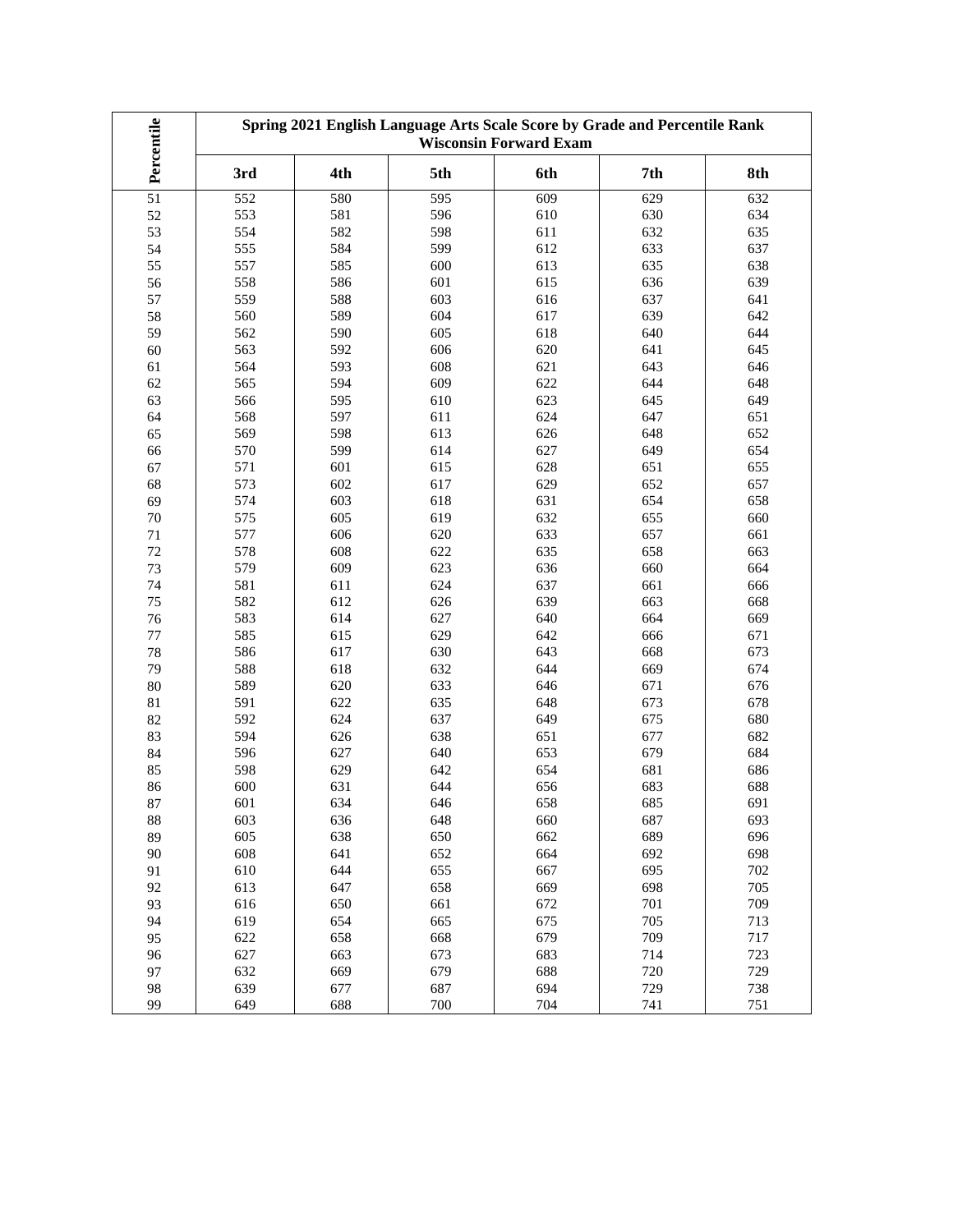| Percentile | Spring 2021 English Language Arts Scale Score by Grade and Percentile Rank Wisconsin Forward Exam | | | | | |
|---|---|---|---|---|---|---|
| | 3rd | 4th | 5th | 6th | 7th | 8th |
| 51 | 552 | 580 | 595 | 609 | 629 | 632 |
| 52 | 553 | 581 | 596 | 610 | 630 | 634 |
| 53 | 554 | 582 | 598 | 611 | 632 | 635 |
| 54 | 555 | 584 | 599 | 612 | 633 | 637 |
| 55 | 557 | 585 | 600 | 613 | 635 | 638 |
| 56 | 558 | 586 | 601 | 615 | 636 | 639 |
| 57 | 559 | 588 | 603 | 616 | 637 | 641 |
| 58 | 560 | 589 | 604 | 617 | 639 | 642 |
| 59 | 562 | 590 | 605 | 618 | 640 | 644 |
| 60 | 563 | 592 | 606 | 620 | 641 | 645 |
| 61 | 564 | 593 | 608 | 621 | 643 | 646 |
| 62 | 565 | 594 | 609 | 622 | 644 | 648 |
| 63 | 566 | 595 | 610 | 623 | 645 | 649 |
| 64 | 568 | 597 | 611 | 624 | 647 | 651 |
| 65 | 569 | 598 | 613 | 626 | 648 | 652 |
| 66 | 570 | 599 | 614 | 627 | 649 | 654 |
| 67 | 571 | 601 | 615 | 628 | 651 | 655 |
| 68 | 573 | 602 | 617 | 629 | 652 | 657 |
| 69 | 574 | 603 | 618 | 631 | 654 | 658 |
| 70 | 575 | 605 | 619 | 632 | 655 | 660 |
| 71 | 577 | 606 | 620 | 633 | 657 | 661 |
| 72 | 578 | 608 | 622 | 635 | 658 | 663 |
| 73 | 579 | 609 | 623 | 636 | 660 | 664 |
| 74 | 581 | 611 | 624 | 637 | 661 | 666 |
| 75 | 582 | 612 | 626 | 639 | 663 | 668 |
| 76 | 583 | 614 | 627 | 640 | 664 | 669 |
| 77 | 585 | 615 | 629 | 642 | 666 | 671 |
| 78 | 586 | 617 | 630 | 643 | 668 | 673 |
| 79 | 588 | 618 | 632 | 644 | 669 | 674 |
| 80 | 589 | 620 | 633 | 646 | 671 | 676 |
| 81 | 591 | 622 | 635 | 648 | 673 | 678 |
| 82 | 592 | 624 | 637 | 649 | 675 | 680 |
| 83 | 594 | 626 | 638 | 651 | 677 | 682 |
| 84 | 596 | 627 | 640 | 653 | 679 | 684 |
| 85 | 598 | 629 | 642 | 654 | 681 | 686 |
| 86 | 600 | 631 | 644 | 656 | 683 | 688 |
| 87 | 601 | 634 | 646 | 658 | 685 | 691 |
| 88 | 603 | 636 | 648 | 660 | 687 | 693 |
| 89 | 605 | 638 | 650 | 662 | 689 | 696 |
| 90 | 608 | 641 | 652 | 664 | 692 | 698 |
| 91 | 610 | 644 | 655 | 667 | 695 | 702 |
| 92 | 613 | 647 | 658 | 669 | 698 | 705 |
| 93 | 616 | 650 | 661 | 672 | 701 | 709 |
| 94 | 619 | 654 | 665 | 675 | 705 | 713 |
| 95 | 622 | 658 | 668 | 679 | 709 | 717 |
| 96 | 627 | 663 | 673 | 683 | 714 | 723 |
| 97 | 632 | 669 | 679 | 688 | 720 | 729 |
| 98 | 639 | 677 | 687 | 694 | 729 | 738 |
| 99 | 649 | 688 | 700 | 704 | 741 | 751 |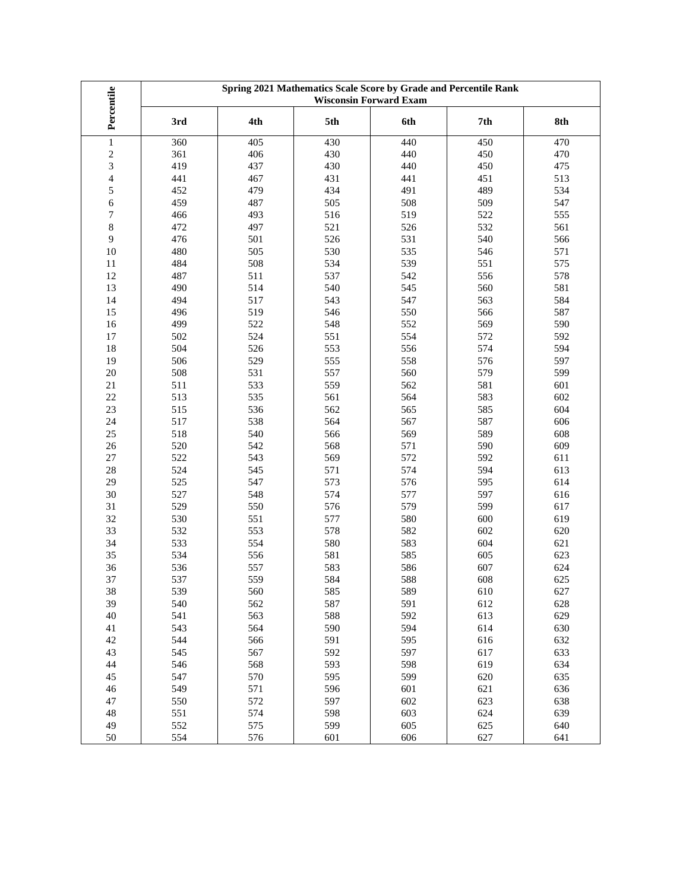| Percentile | Spring 2021 Mathematics Scale Score by Grade and Percentile Rank Wisconsin Forward Exam | | | | | |
|---|---|---|---|---|---|---|
| | 3rd | 4th | 5th | 6th | 7th | 8th |
| 1 | 360 | 405 | 430 | 440 | 450 | 470 |
| 2 | 361 | 406 | 430 | 440 | 450 | 470 |
| 3 | 419 | 437 | 430 | 440 | 450 | 475 |
| 4 | 441 | 467 | 431 | 441 | 451 | 513 |
| 5 | 452 | 479 | 434 | 491 | 489 | 534 |
| 6 | 459 | 487 | 505 | 508 | 509 | 547 |
| 7 | 466 | 493 | 516 | 519 | 522 | 555 |
| 8 | 472 | 497 | 521 | 526 | 532 | 561 |
| 9 | 476 | 501 | 526 | 531 | 540 | 566 |
| 10 | 480 | 505 | 530 | 535 | 546 | 571 |
| 11 | 484 | 508 | 534 | 539 | 551 | 575 |
| 12 | 487 | 511 | 537 | 542 | 556 | 578 |
| 13 | 490 | 514 | 540 | 545 | 560 | 581 |
| 14 | 494 | 517 | 543 | 547 | 563 | 584 |
| 15 | 496 | 519 | 546 | 550 | 566 | 587 |
| 16 | 499 | 522 | 548 | 552 | 569 | 590 |
| 17 | 502 | 524 | 551 | 554 | 572 | 592 |
| 18 | 504 | 526 | 553 | 556 | 574 | 594 |
| 19 | 506 | 529 | 555 | 558 | 576 | 597 |
| 20 | 508 | 531 | 557 | 560 | 579 | 599 |
| 21 | 511 | 533 | 559 | 562 | 581 | 601 |
| 22 | 513 | 535 | 561 | 564 | 583 | 602 |
| 23 | 515 | 536 | 562 | 565 | 585 | 604 |
| 24 | 517 | 538 | 564 | 567 | 587 | 606 |
| 25 | 518 | 540 | 566 | 569 | 589 | 608 |
| 26 | 520 | 542 | 568 | 571 | 590 | 609 |
| 27 | 522 | 543 | 569 | 572 | 592 | 611 |
| 28 | 524 | 545 | 571 | 574 | 594 | 613 |
| 29 | 525 | 547 | 573 | 576 | 595 | 614 |
| 30 | 527 | 548 | 574 | 577 | 597 | 616 |
| 31 | 529 | 550 | 576 | 579 | 599 | 617 |
| 32 | 530 | 551 | 577 | 580 | 600 | 619 |
| 33 | 532 | 553 | 578 | 582 | 602 | 620 |
| 34 | 533 | 554 | 580 | 583 | 604 | 621 |
| 35 | 534 | 556 | 581 | 585 | 605 | 623 |
| 36 | 536 | 557 | 583 | 586 | 607 | 624 |
| 37 | 537 | 559 | 584 | 588 | 608 | 625 |
| 38 | 539 | 560 | 585 | 589 | 610 | 627 |
| 39 | 540 | 562 | 587 | 591 | 612 | 628 |
| 40 | 541 | 563 | 588 | 592 | 613 | 629 |
| 41 | 543 | 564 | 590 | 594 | 614 | 630 |
| 42 | 544 | 566 | 591 | 595 | 616 | 632 |
| 43 | 545 | 567 | 592 | 597 | 617 | 633 |
| 44 | 546 | 568 | 593 | 598 | 619 | 634 |
| 45 | 547 | 570 | 595 | 599 | 620 | 635 |
| 46 | 549 | 571 | 596 | 601 | 621 | 636 |
| 47 | 550 | 572 | 597 | 602 | 623 | 638 |
| 48 | 551 | 574 | 598 | 603 | 624 | 639 |
| 49 | 552 | 575 | 599 | 605 | 625 | 640 |
| 50 | 554 | 576 | 601 | 606 | 627 | 641 |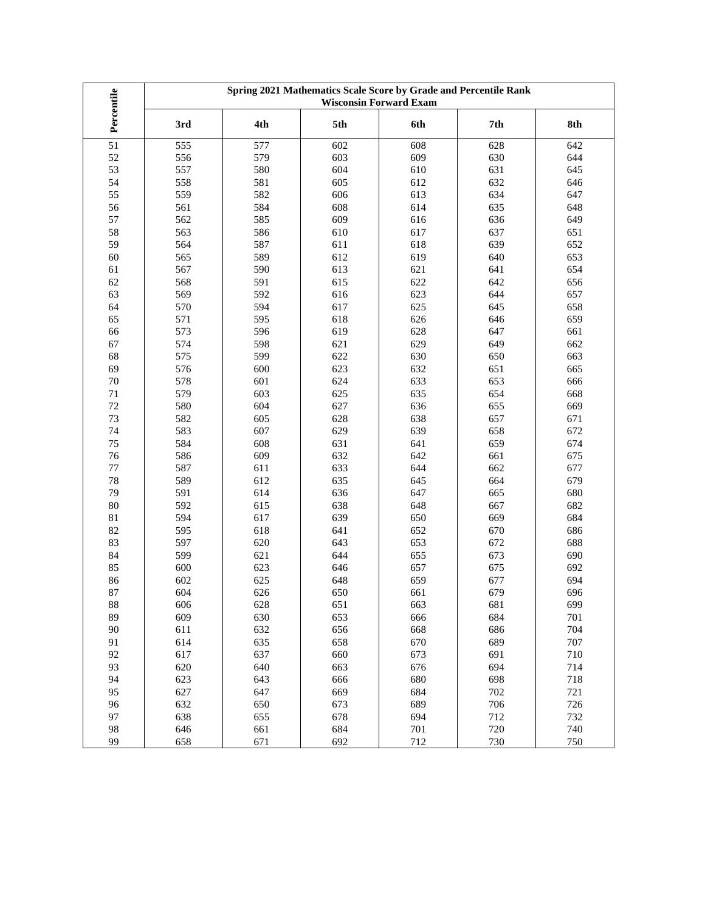| Percentile | Spring 2021 Mathematics Scale Score by Grade and Percentile Rank Wisconsin Forward Exam | | | | | |
|---|---|---|---|---|---|---|
| | 3rd | 4th | 5th | 6th | 7th | 8th |
| 51 | 555 | 577 | 602 | 608 | 628 | 642 |
| 52 | 556 | 579 | 603 | 609 | 630 | 644 |
| 53 | 557 | 580 | 604 | 610 | 631 | 645 |
| 54 | 558 | 581 | 605 | 612 | 632 | 646 |
| 55 | 559 | 582 | 606 | 613 | 634 | 647 |
| 56 | 561 | 584 | 608 | 614 | 635 | 648 |
| 57 | 562 | 585 | 609 | 616 | 636 | 649 |
| 58 | 563 | 586 | 610 | 617 | 637 | 651 |
| 59 | 564 | 587 | 611 | 618 | 639 | 652 |
| 60 | 565 | 589 | 612 | 619 | 640 | 653 |
| 61 | 567 | 590 | 613 | 621 | 641 | 654 |
| 62 | 568 | 591 | 615 | 622 | 642 | 656 |
| 63 | 569 | 592 | 616 | 623 | 644 | 657 |
| 64 | 570 | 594 | 617 | 625 | 645 | 658 |
| 65 | 571 | 595 | 618 | 626 | 646 | 659 |
| 66 | 573 | 596 | 619 | 628 | 647 | 661 |
| 67 | 574 | 598 | 621 | 629 | 649 | 662 |
| 68 | 575 | 599 | 622 | 630 | 650 | 663 |
| 69 | 576 | 600 | 623 | 632 | 651 | 665 |
| 70 | 578 | 601 | 624 | 633 | 653 | 666 |
| 71 | 579 | 603 | 625 | 635 | 654 | 668 |
| 72 | 580 | 604 | 627 | 636 | 655 | 669 |
| 73 | 582 | 605 | 628 | 638 | 657 | 671 |
| 74 | 583 | 607 | 629 | 639 | 658 | 672 |
| 75 | 584 | 608 | 631 | 641 | 659 | 674 |
| 76 | 586 | 609 | 632 | 642 | 661 | 675 |
| 77 | 587 | 611 | 633 | 644 | 662 | 677 |
| 78 | 589 | 612 | 635 | 645 | 664 | 679 |
| 79 | 591 | 614 | 636 | 647 | 665 | 680 |
| 80 | 592 | 615 | 638 | 648 | 667 | 682 |
| 81 | 594 | 617 | 639 | 650 | 669 | 684 |
| 82 | 595 | 618 | 641 | 652 | 670 | 686 |
| 83 | 597 | 620 | 643 | 653 | 672 | 688 |
| 84 | 599 | 621 | 644 | 655 | 673 | 690 |
| 85 | 600 | 623 | 646 | 657 | 675 | 692 |
| 86 | 602 | 625 | 648 | 659 | 677 | 694 |
| 87 | 604 | 626 | 650 | 661 | 679 | 696 |
| 88 | 606 | 628 | 651 | 663 | 681 | 699 |
| 89 | 609 | 630 | 653 | 666 | 684 | 701 |
| 90 | 611 | 632 | 656 | 668 | 686 | 704 |
| 91 | 614 | 635 | 658 | 670 | 689 | 707 |
| 92 | 617 | 637 | 660 | 673 | 691 | 710 |
| 93 | 620 | 640 | 663 | 676 | 694 | 714 |
| 94 | 623 | 643 | 666 | 680 | 698 | 718 |
| 95 | 627 | 647 | 669 | 684 | 702 | 721 |
| 96 | 632 | 650 | 673 | 689 | 706 | 726 |
| 97 | 638 | 655 | 678 | 694 | 712 | 732 |
| 98 | 646 | 661 | 684 | 701 | 720 | 740 |
| 99 | 658 | 671 | 692 | 712 | 730 | 750 |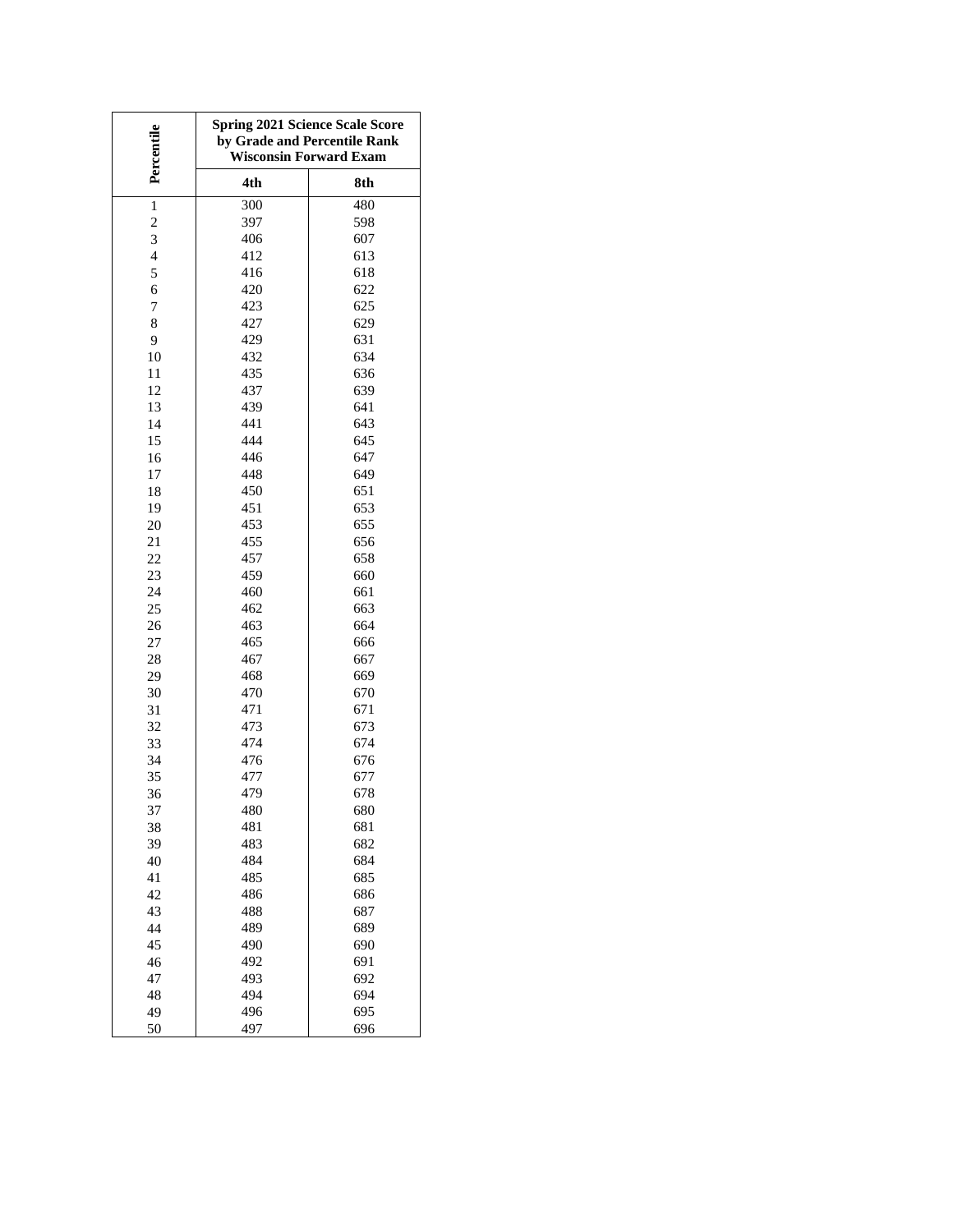| Percentile | Spring 2021 Science Scale Score by Grade and Percentile Rank Wisconsin Forward Exam | |
|---|---|---|
| | 4th | 8th |
| 1 | 300 | 480 |
| 2 | 397 | 598 |
| 3 | 406 | 607 |
| 4 | 412 | 613 |
| 5 | 416 | 618 |
| 6 | 420 | 622 |
| 7 | 423 | 625 |
| 8 | 427 | 629 |
| 9 | 429 | 631 |
| 10 | 432 | 634 |
| 11 | 435 | 636 |
| 12 | 437 | 639 |
| 13 | 439 | 641 |
| 14 | 441 | 643 |
| 15 | 444 | 645 |
| 16 | 446 | 647 |
| 17 | 448 | 649 |
| 18 | 450 | 651 |
| 19 | 451 | 653 |
| 20 | 453 | 655 |
| 21 | 455 | 656 |
| 22 | 457 | 658 |
| 23 | 459 | 660 |
| 24 | 460 | 661 |
| 25 | 462 | 663 |
| 26 | 463 | 664 |
| 27 | 465 | 666 |
| 28 | 467 | 667 |
| 29 | 468 | 669 |
| 30 | 470 | 670 |
| 31 | 471 | 671 |
| 32 | 473 | 673 |
| 33 | 474 | 674 |
| 34 | 476 | 676 |
| 35 | 477 | 677 |
| 36 | 479 | 678 |
| 37 | 480 | 680 |
| 38 | 481 | 681 |
| 39 | 483 | 682 |
| 40 | 484 | 684 |
| 41 | 485 | 685 |
| 42 | 486 | 686 |
| 43 | 488 | 687 |
| 44 | 489 | 689 |
| 45 | 490 | 690 |
| 46 | 492 | 691 |
| 47 | 493 | 692 |
| 48 | 494 | 694 |
| 49 | 496 | 695 |
| 50 | 497 | 696 |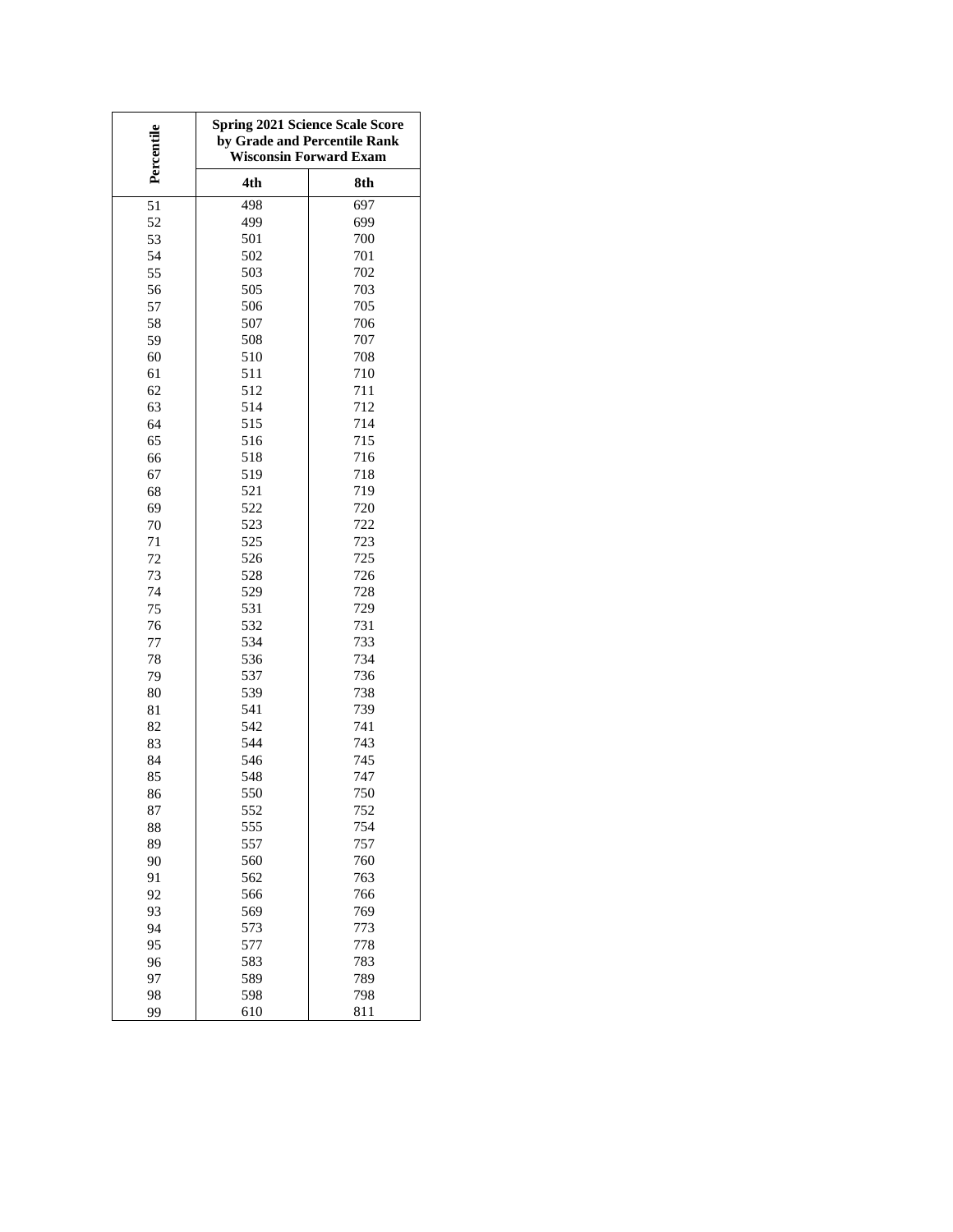| Percentile | Spring 2021 Science Scale Score by Grade and Percentile Rank Wisconsin Forward Exam | |
|---|---|---|
| | 4th | 8th |
| 51 | 498 | 697 |
| 52 | 499 | 699 |
| 53 | 501 | 700 |
| 54 | 502 | 701 |
| 55 | 503 | 702 |
| 56 | 505 | 703 |
| 57 | 506 | 705 |
| 58 | 507 | 706 |
| 59 | 508 | 707 |
| 60 | 510 | 708 |
| 61 | 511 | 710 |
| 62 | 512 | 711 |
| 63 | 514 | 712 |
| 64 | 515 | 714 |
| 65 | 516 | 715 |
| 66 | 518 | 716 |
| 67 | 519 | 718 |
| 68 | 521 | 719 |
| 69 | 522 | 720 |
| 70 | 523 | 722 |
| 71 | 525 | 723 |
| 72 | 526 | 725 |
| 73 | 528 | 726 |
| 74 | 529 | 728 |
| 75 | 531 | 729 |
| 76 | 532 | 731 |
| 77 | 534 | 733 |
| 78 | 536 | 734 |
| 79 | 537 | 736 |
| 80 | 539 | 738 |
| 81 | 541 | 739 |
| 82 | 542 | 741 |
| 83 | 544 | 743 |
| 84 | 546 | 745 |
| 85 | 548 | 747 |
| 86 | 550 | 750 |
| 87 | 552 | 752 |
| 88 | 555 | 754 |
| 89 | 557 | 757 |
| 90 | 560 | 760 |
| 91 | 562 | 763 |
| 92 | 566 | 766 |
| 93 | 569 | 769 |
| 94 | 573 | 773 |
| 95 | 577 | 778 |
| 96 | 583 | 783 |
| 97 | 589 | 789 |
| 98 | 598 | 798 |
| 99 | 610 | 811 |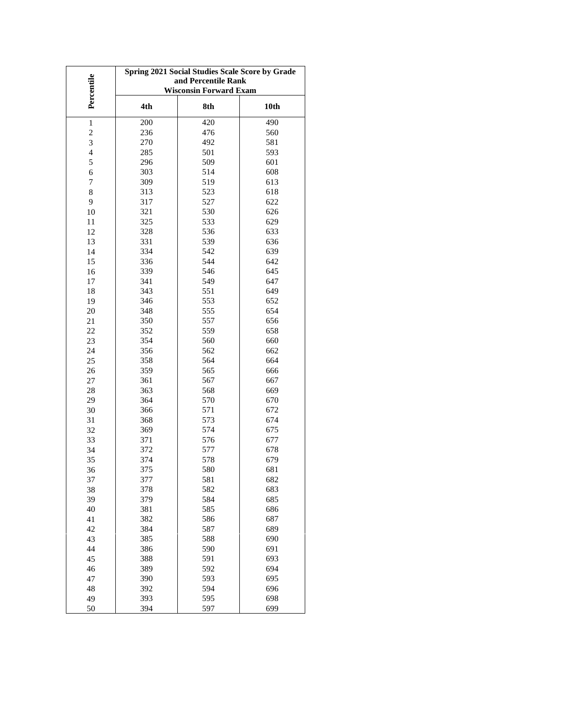| Percentile | Spring 2021 Social Studies Scale Score by Grade and Percentile Rank Wisconsin Forward Exam | | |
|---|---|---|---|
| | 4th | 8th | 10th |
| 1 | 200 | 420 | 490 |
| 2 | 236 | 476 | 560 |
| 3 | 270 | 492 | 581 |
| 4 | 285 | 501 | 593 |
| 5 | 296 | 509 | 601 |
| 6 | 303 | 514 | 608 |
| 7 | 309 | 519 | 613 |
| 8 | 313 | 523 | 618 |
| 9 | 317 | 527 | 622 |
| 10 | 321 | 530 | 626 |
| 11 | 325 | 533 | 629 |
| 12 | 328 | 536 | 633 |
| 13 | 331 | 539 | 636 |
| 14 | 334 | 542 | 639 |
| 15 | 336 | 544 | 642 |
| 16 | 339 | 546 | 645 |
| 17 | 341 | 549 | 647 |
| 18 | 343 | 551 | 649 |
| 19 | 346 | 553 | 652 |
| 20 | 348 | 555 | 654 |
| 21 | 350 | 557 | 656 |
| 22 | 352 | 559 | 658 |
| 23 | 354 | 560 | 660 |
| 24 | 356 | 562 | 662 |
| 25 | 358 | 564 | 664 |
| 26 | 359 | 565 | 666 |
| 27 | 361 | 567 | 667 |
| 28 | 363 | 568 | 669 |
| 29 | 364 | 570 | 670 |
| 30 | 366 | 571 | 672 |
| 31 | 368 | 573 | 674 |
| 32 | 369 | 574 | 675 |
| 33 | 371 | 576 | 677 |
| 34 | 372 | 577 | 678 |
| 35 | 374 | 578 | 679 |
| 36 | 375 | 580 | 681 |
| 37 | 377 | 581 | 682 |
| 38 | 378 | 582 | 683 |
| 39 | 379 | 584 | 685 |
| 40 | 381 | 585 | 686 |
| 41 | 382 | 586 | 687 |
| 42 | 384 | 587 | 689 |
| 43 | 385 | 588 | 690 |
| 44 | 386 | 590 | 691 |
| 45 | 388 | 591 | 693 |
| 46 | 389 | 592 | 694 |
| 47 | 390 | 593 | 695 |
| 48 | 392 | 594 | 696 |
| 49 | 393 | 595 | 698 |
| 50 | 394 | 597 | 699 |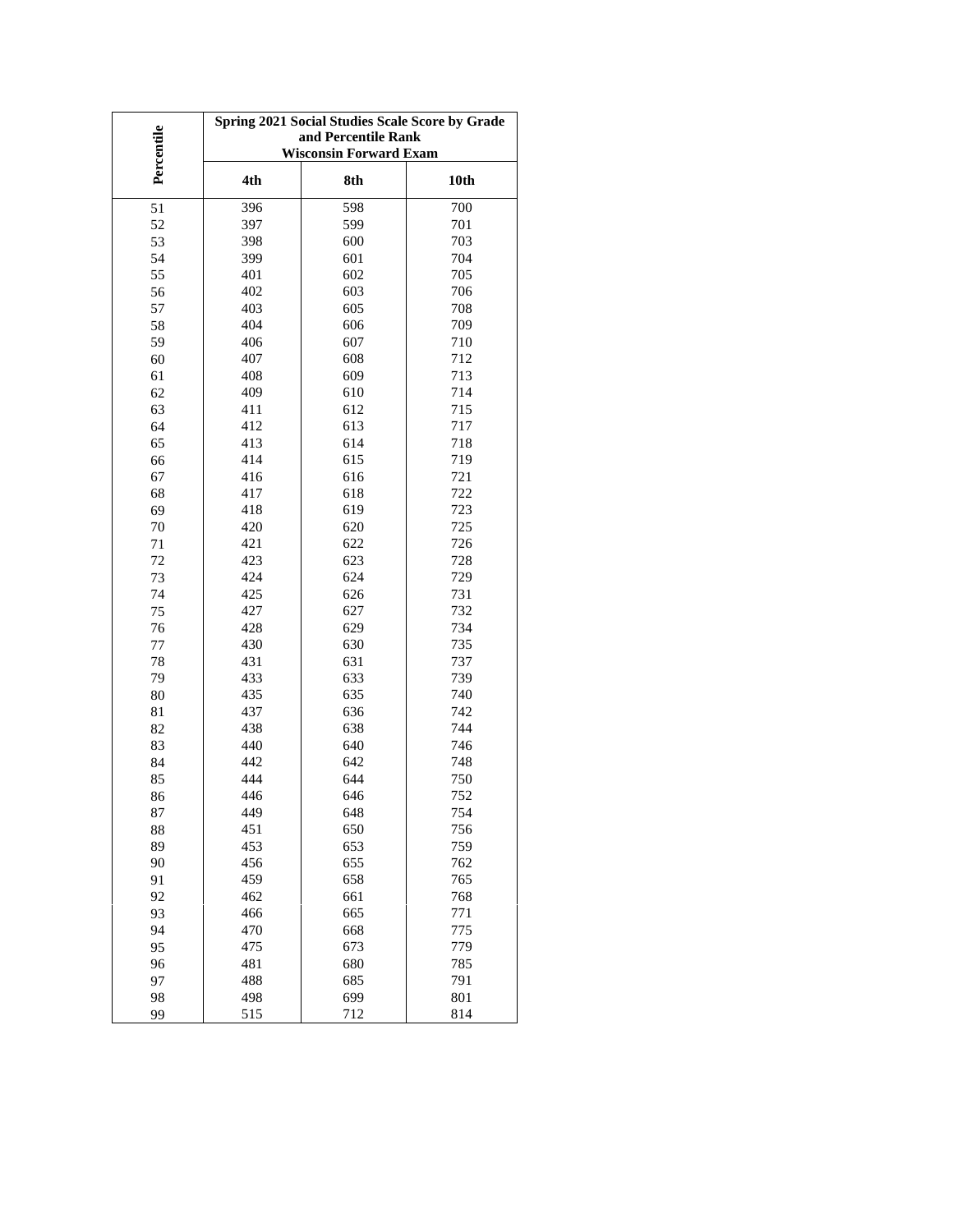| Percentile | Spring 2021 Social Studies Scale Score by Grade and Percentile Rank Wisconsin Forward Exam | | |
|---|---|---|---|
| | 4th | 8th | 10th |
| 51 | 396 | 598 | 700 |
| 52 | 397 | 599 | 701 |
| 53 | 398 | 600 | 703 |
| 54 | 399 | 601 | 704 |
| 55 | 401 | 602 | 705 |
| 56 | 402 | 603 | 706 |
| 57 | 403 | 605 | 708 |
| 58 | 404 | 606 | 709 |
| 59 | 406 | 607 | 710 |
| 60 | 407 | 608 | 712 |
| 61 | 408 | 609 | 713 |
| 62 | 409 | 610 | 714 |
| 63 | 411 | 612 | 715 |
| 64 | 412 | 613 | 717 |
| 65 | 413 | 614 | 718 |
| 66 | 414 | 615 | 719 |
| 67 | 416 | 616 | 721 |
| 68 | 417 | 618 | 722 |
| 69 | 418 | 619 | 723 |
| 70 | 420 | 620 | 725 |
| 71 | 421 | 622 | 726 |
| 72 | 423 | 623 | 728 |
| 73 | 424 | 624 | 729 |
| 74 | 425 | 626 | 731 |
| 75 | 427 | 627 | 732 |
| 76 | 428 | 629 | 734 |
| 77 | 430 | 630 | 735 |
| 78 | 431 | 631 | 737 |
| 79 | 433 | 633 | 739 |
| 80 | 435 | 635 | 740 |
| 81 | 437 | 636 | 742 |
| 82 | 438 | 638 | 744 |
| 83 | 440 | 640 | 746 |
| 84 | 442 | 642 | 748 |
| 85 | 444 | 644 | 750 |
| 86 | 446 | 646 | 752 |
| 87 | 449 | 648 | 754 |
| 88 | 451 | 650 | 756 |
| 89 | 453 | 653 | 759 |
| 90 | 456 | 655 | 762 |
| 91 | 459 | 658 | 765 |
| 92 | 462 | 661 | 768 |
| 93 | 466 | 665 | 771 |
| 94 | 470 | 668 | 775 |
| 95 | 475 | 673 | 779 |
| 96 | 481 | 680 | 785 |
| 97 | 488 | 685 | 791 |
| 98 | 498 | 699 | 801 |
| 99 | 515 | 712 | 814 |